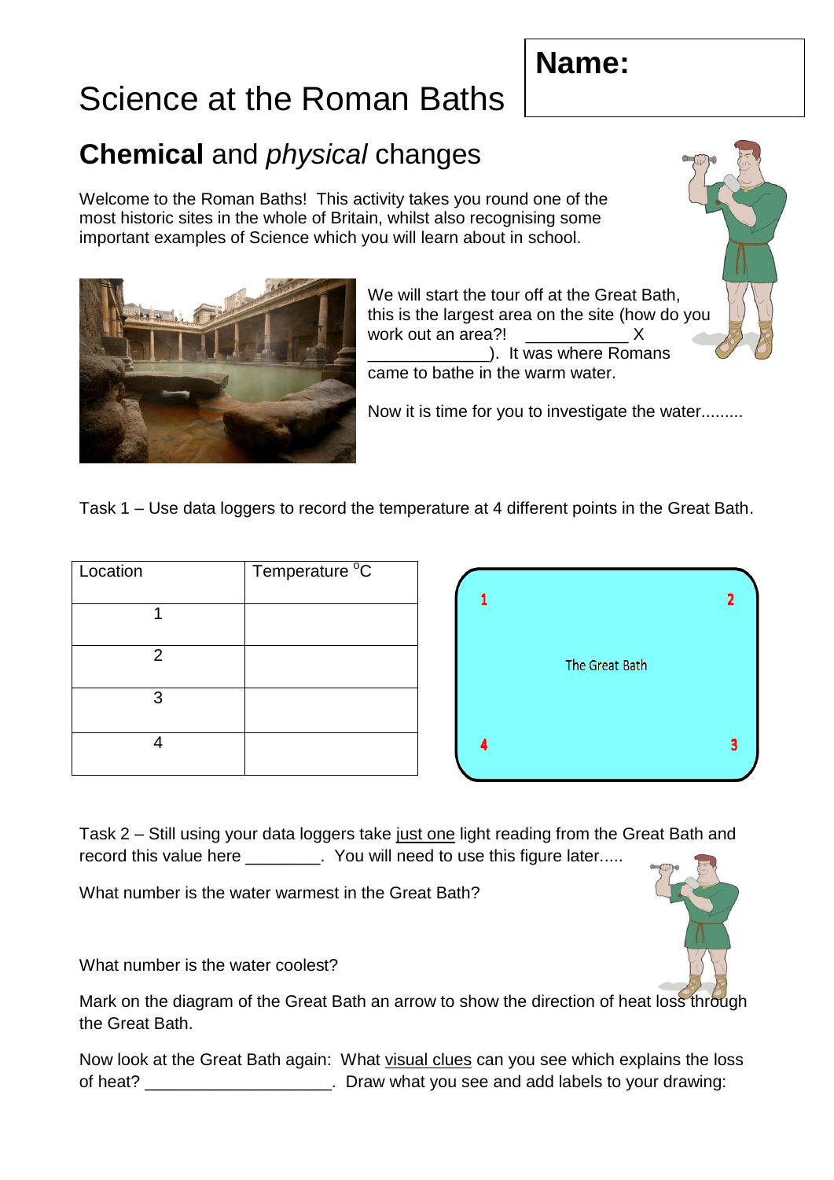# Science at the Roman Baths

**Name:**

## **Chemical** and *physical* changes

Welcome to the Roman Baths! This activity takes you round one of the most historic sites in the whole of Britain, whilst also recognising some important examples of Science which you will learn about in school.

We will start the tour off at the Great Bath, this is the largest area on the site (how do you work out an area?! ___________ X _____________). It was where Romans came to bathe in the warm water.

Now it is time for you to investigate the water.........

Task 1 – Use data loggers to record the temperature at 4 different points in the Great Bath.

| Location | Temperature $^oC$ |
|---|---|
| 1 | |
| 2 | |
| 3 | |
| 4 | |

1 2

The Great Bath

4 3

Task 2 – Still using your data loggers take just one light reading from the Great Bath and record this value here ________. You will need to use this figure later.....

What number is the water warmest in the Great Bath?

What number is the water coolest?

Mark on the diagram of the Great Bath an arrow to show the direction of heat loss through the Great Bath.

Now look at the Great Bath again: What visual clues can you see which explains the loss of heat? ____________________. Draw what you see and add labels to your drawing: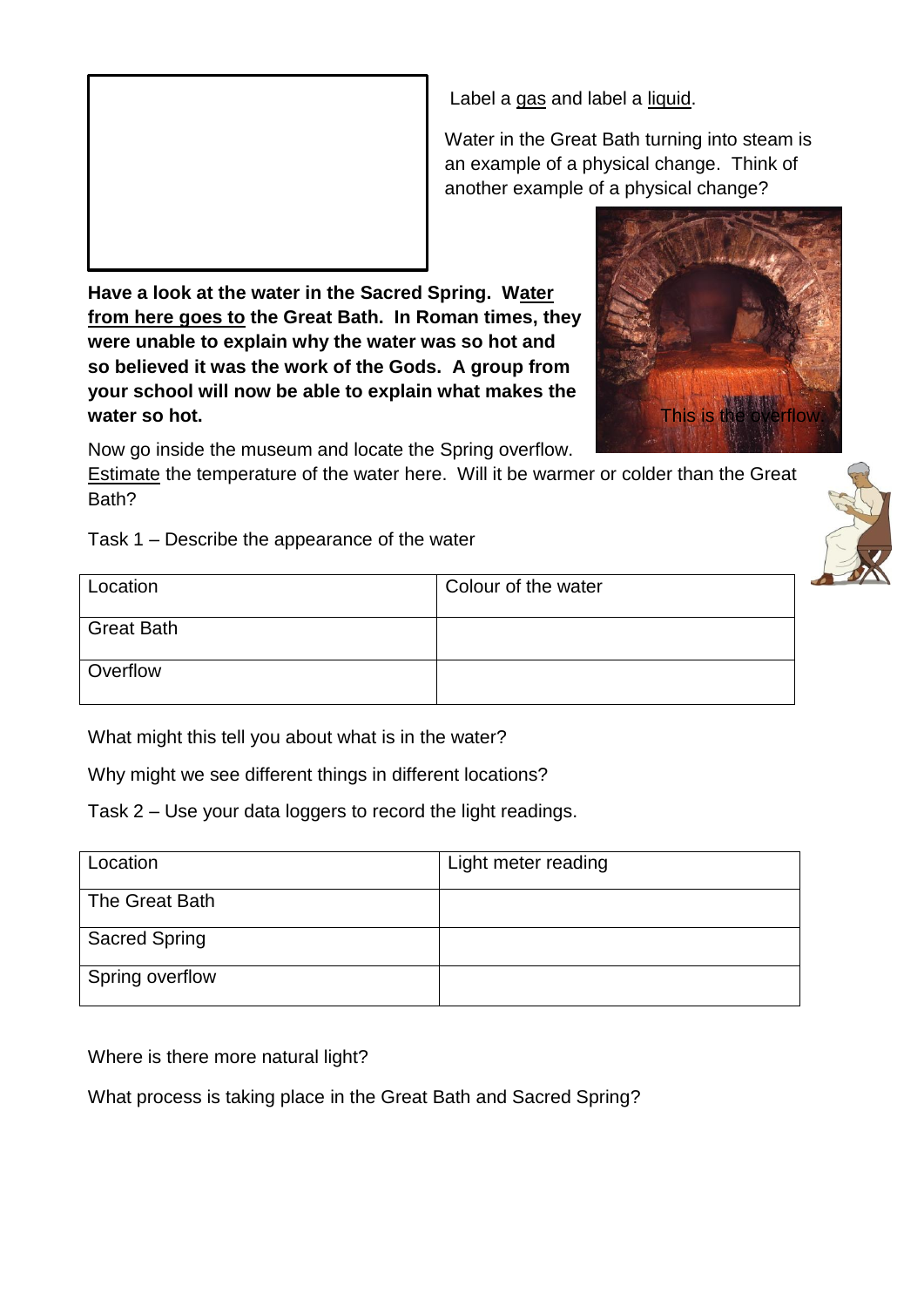Label a <u>gas</u> and label a <u>liquid</u>.

Water in the Great Bath turning into steam is an example of a physical change. Think of another example of a physical change?

**Have a look at the water in the Sacred Spring. W<u>ater from here goes to</u> the Great Bath. In Roman times, they were unable to explain why the water was so hot and so believed it was the work of the Gods. A group from your school will now be able to explain what makes the water so hot.**

This is the overflow.

Now go inside the museum and locate the Spring overflow. <u>Estimate</u> the temperature of the water here. Will it be warmer or colder than the Great Bath?

Task 1 – Describe the appearance of the water

| Location | Colour of the water |
|---|---|
| Great Bath | |
| Overflow | |

What might this tell you about what is in the water?

Why might we see different things in different locations?

Task 2 – Use your data loggers to record the light readings.

| Location | Light meter reading |
|---|---|
| The Great Bath | |
| Sacred Spring | |
| Spring overflow | |

Where is there more natural light?

What process is taking place in the Great Bath and Sacred Spring?